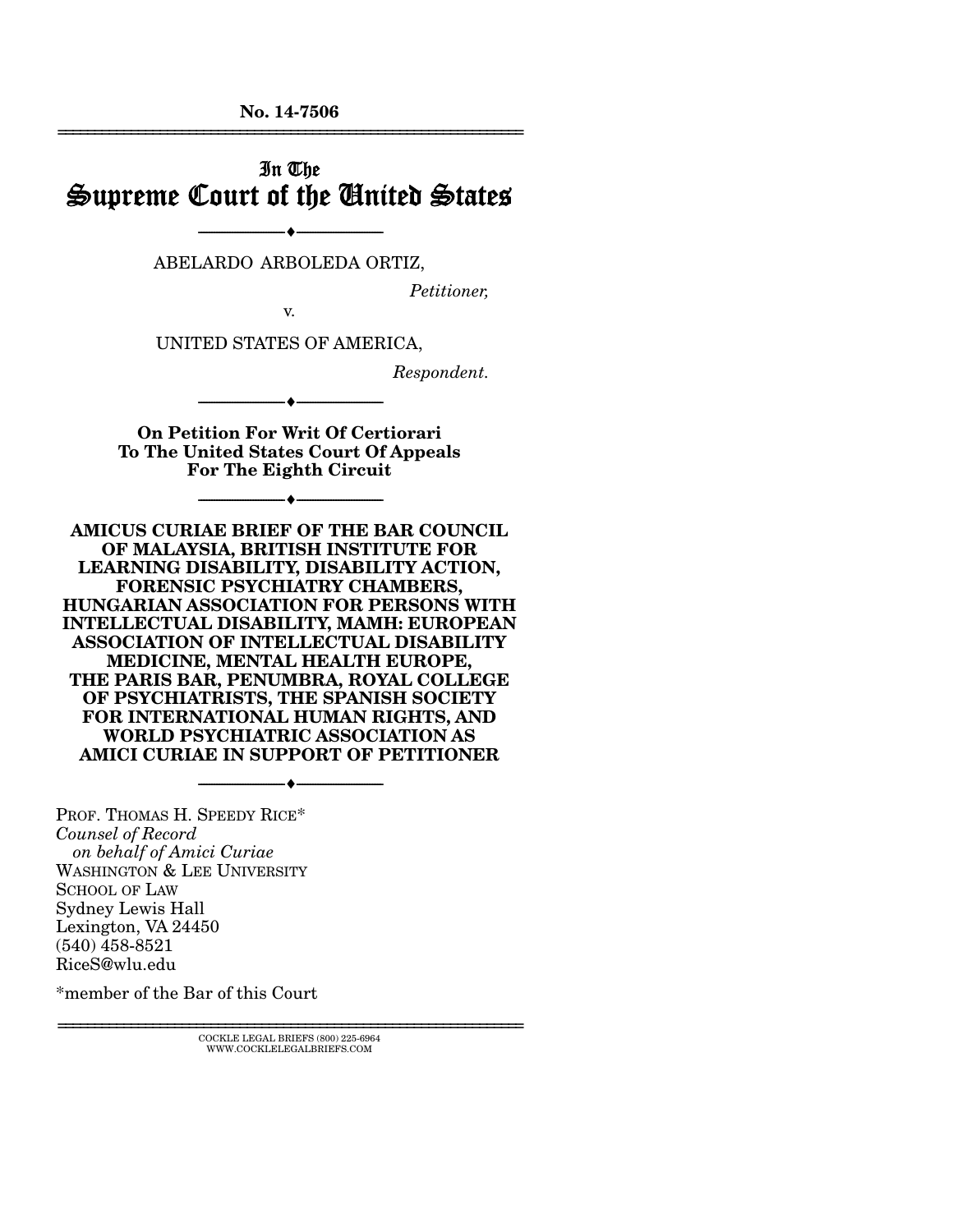No. 14-7506

# In The Supreme Court of the United States

---

ABELARDO ARBOLEDA ORTIZ,

*Petitioner,*

v.

UNITED STATES OF AMERICA,

*Respondent.*

---

**On Petition For Writ Of Certiorari To The United States Court Of Appeals For The Eighth Circuit**

---

**AMICUS CURIAE BRIEF OF THE BAR COUNCIL OF MALAYSIA, BRITISH INSTITUTE FOR LEARNING DISABILITY, DISABILITY ACTION, FORENSIC PSYCHIATRY CHAMBERS, HUNGARIAN ASSOCIATION FOR PERSONS WITH INTELLECTUAL DISABILITY, MAMH: EUROPEAN ASSOCIATION OF INTELLECTUAL DISABILITY MEDICINE, MENTAL HEALTH EUROPE, THE PARIS BAR, PENUMBRA, ROYAL COLLEGE OF PSYCHIATRISTS, THE SPANISH SOCIETY FOR INTERNATIONAL HUMAN RIGHTS, AND WORLD PSYCHIATRIC ASSOCIATION AS AMICI CURIAE IN SUPPORT OF PETITIONER**

---

PROF. THOMAS H. SPEEDY RICE*
*Counsel of Record on behalf of Amici Curiae*
WASHINGTON & LEE UNIVERSITY SCHOOL OF LAW
Sydney Lewis Hall
Lexington, VA 24450
(540) 458-8521
RiceS@wlu.edu

*member of the Bar of this Court

COCKLE LEGAL BRIEFS (800) 225-6964
WWW.COCKLELEGALBRIEFS.COM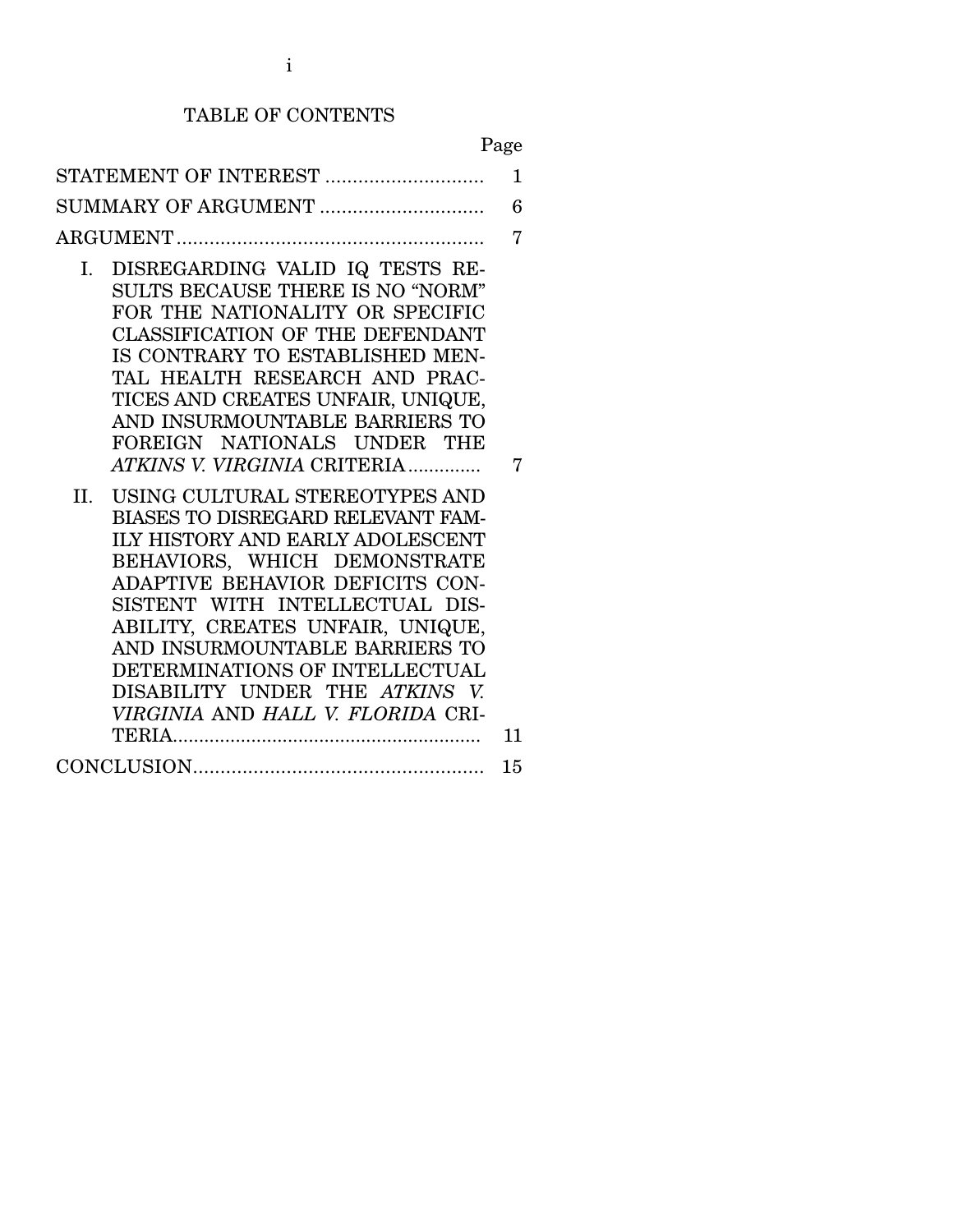# TABLE OF CONTENTS

| | Page |
|---|---|
| STATEMENT OF INTEREST | 1 |
| SUMMARY OF ARGUMENT | 6 |
| ARGUMENT | 7 |
| I. DISREGARDING VALID IQ TESTS RESULTS BECAUSE THERE IS NO "NORM" FOR THE NATIONALITY OR SPECIFIC CLASSIFICATION OF THE DEFENDANT IS CONTRARY TO ESTABLISHED MENTAL HEALTH RESEARCH AND PRACTICES AND CREATES UNFAIR, UNIQUE, AND INSURMOUNTABLE BARRIERS TO FOREIGN NATIONALS UNDER THE *ATKINS V. VIRGINIA* CRITERIA | 7 |
| II. USING CULTURAL STEREOTYPES AND BIASES TO DISREGARD RELEVANT FAMILY HISTORY AND EARLY ADOLESCENT BEHAVIORS, WHICH DEMONSTRATE ADAPTIVE BEHAVIOR DEFICITS CONSISTENT WITH INTELLECTUAL DISABILITY, CREATES UNFAIR, UNIQUE, AND INSURMOUNTABLE BARRIERS TO DETERMINATIONS OF INTELLECTUAL DISABILITY UNDER THE *ATKINS V. VIRGINIA* AND *HALL V. FLORIDA* CRITERIA | 11 |
| CONCLUSION | 15 |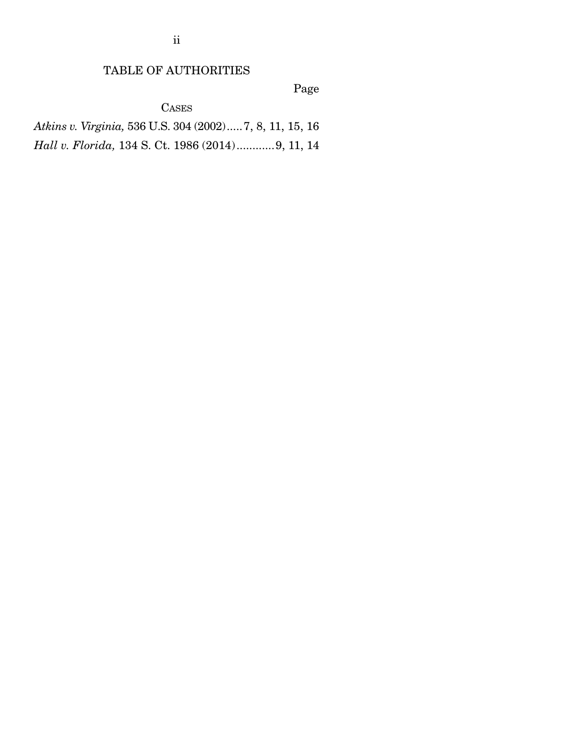# TABLE OF AUTHORITIES

Page

## CASES

*Atkins v. Virginia,* 536 U.S. 304 (2002)..... 7, 8, 11, 15, 16

*Hall v. Florida,* 134 S. Ct. 1986 (2014)............ 9, 11, 14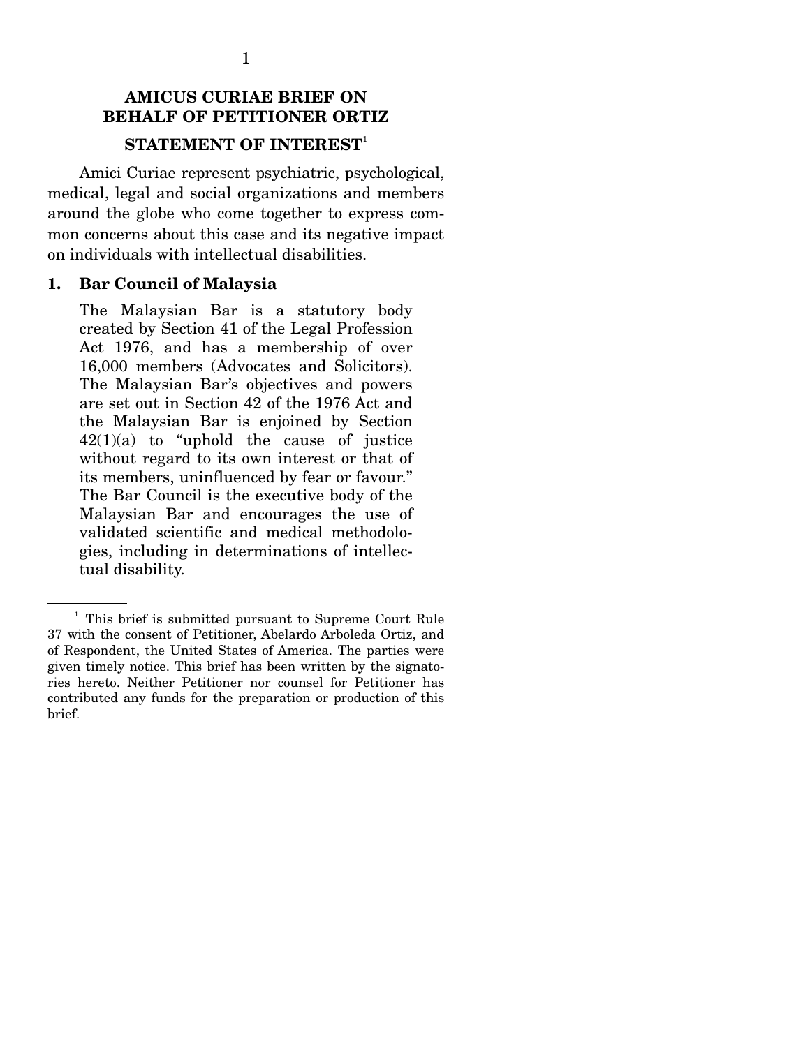## AMICUS CURIAE BRIEF ON BEHALF OF PETITIONER ORTIZ

## STATEMENT OF INTEREST[1]

Amici Curiae represent psychiatric, psychological, medical, legal and social organizations and members around the globe who come together to express common concerns about this case and its negative impact on individuals with intellectual disabilities.

### 1. Bar Council of Malaysia

The Malaysian Bar is a statutory body created by Section 41 of the Legal Profession Act 1976, and has a membership of over 16,000 members (Advocates and Solicitors). The Malaysian Bar's objectives and powers are set out in Section 42 of the 1976 Act and the Malaysian Bar is enjoined by Section 42(1)(a) to "uphold the cause of justice without regard to its own interest or that of its members, uninfluenced by fear or favour." The Bar Council is the executive body of the Malaysian Bar and encourages the use of validated scientific and medical methodologies, including in determinations of intellectual disability.

---

[1] This brief is submitted pursuant to Supreme Court Rule 37 with the consent of Petitioner, Abelardo Arboleda Ortiz, and of Respondent, the United States of America. The parties were given timely notice. This brief has been written by the signatories hereto. Neither Petitioner nor counsel for Petitioner has contributed any funds for the preparation or production of this brief.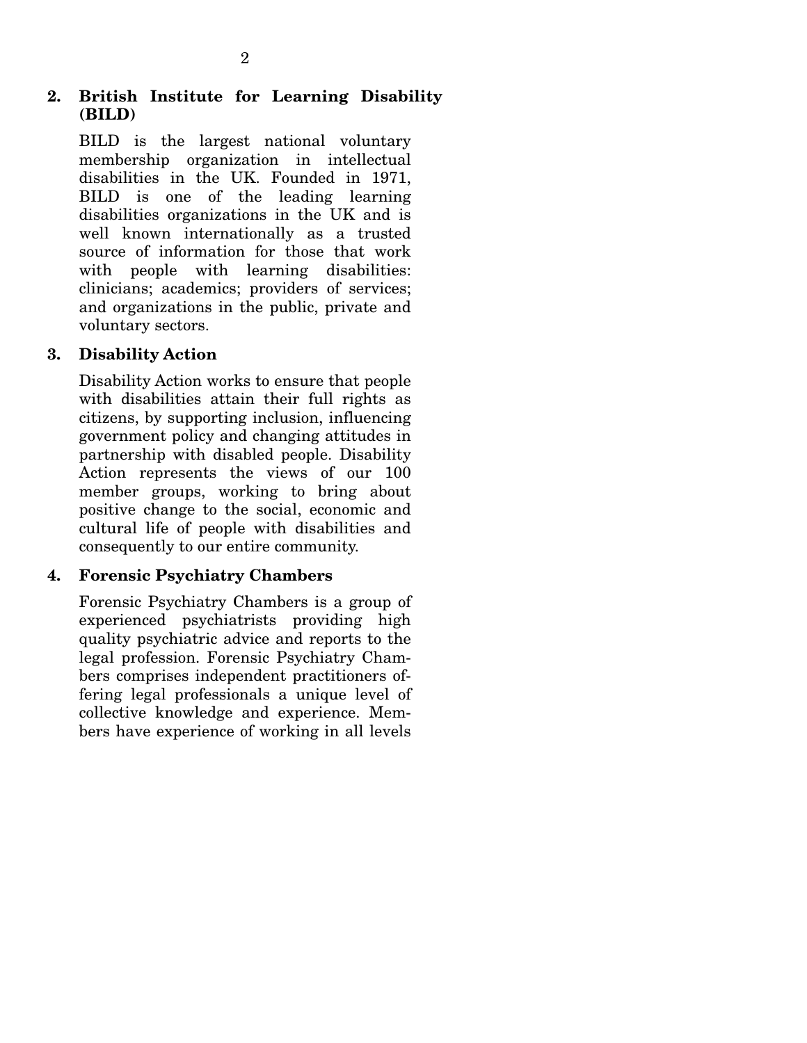**2. British Institute for Learning Disability (BILD)**

BILD is the largest national voluntary membership organization in intellectual disabilities in the UK. Founded in 1971, BILD is one of the leading learning disabilities organizations in the UK and is well known internationally as a trusted source of information for those that work with people with learning disabilities: clinicians; academics; providers of services; and organizations in the public, private and voluntary sectors.

**3. Disability Action**

Disability Action works to ensure that people with disabilities attain their full rights as citizens, by supporting inclusion, influencing government policy and changing attitudes in partnership with disabled people. Disability Action represents the views of our 100 member groups, working to bring about positive change to the social, economic and cultural life of people with disabilities and consequently to our entire community.

**4. Forensic Psychiatry Chambers**

Forensic Psychiatry Chambers is a group of experienced psychiatrists providing high quality psychiatric advice and reports to the legal profession. Forensic Psychiatry Chambers comprises independent practitioners offering legal professionals a unique level of collective knowledge and experience. Members have experience of working in all levels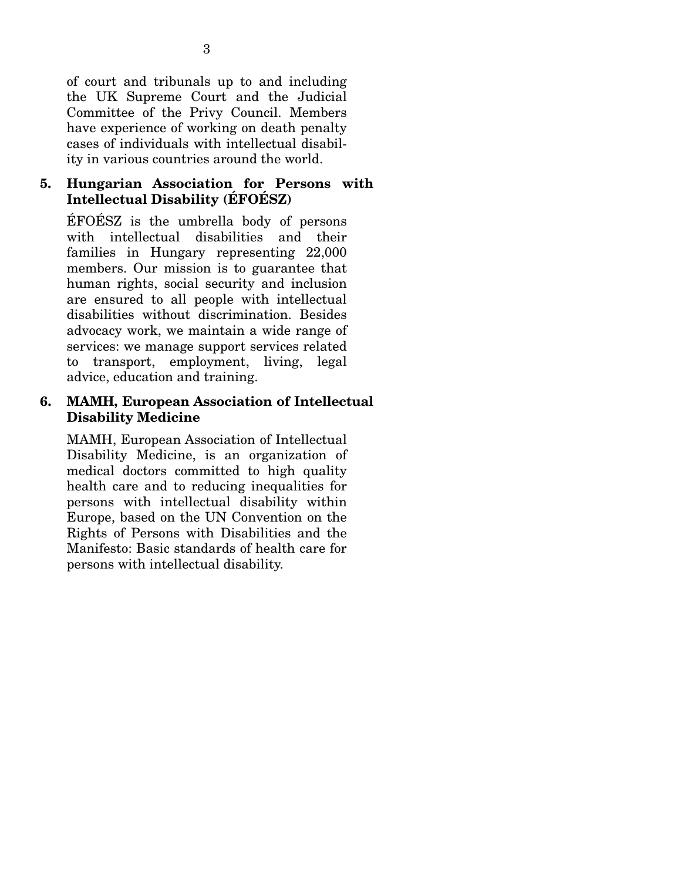of court and tribunals up to and including the UK Supreme Court and the Judicial Committee of the Privy Council. Members have experience of working on death penalty cases of individuals with intellectual disability in various countries around the world.

**5. Hungarian Association for Persons with Intellectual Disability (ÉFOÉSZ)**

ÉFOÉSZ is the umbrella body of persons with intellectual disabilities and their families in Hungary representing 22,000 members. Our mission is to guarantee that human rights, social security and inclusion are ensured to all people with intellectual disabilities without discrimination. Besides advocacy work, we maintain a wide range of services: we manage support services related to transport, employment, living, legal advice, education and training.

**6. MAMH, European Association of Intellectual Disability Medicine**

MAMH, European Association of Intellectual Disability Medicine, is an organization of medical doctors committed to high quality health care and to reducing inequalities for persons with intellectual disability within Europe, based on the UN Convention on the Rights of Persons with Disabilities and the Manifesto: Basic standards of health care for persons with intellectual disability.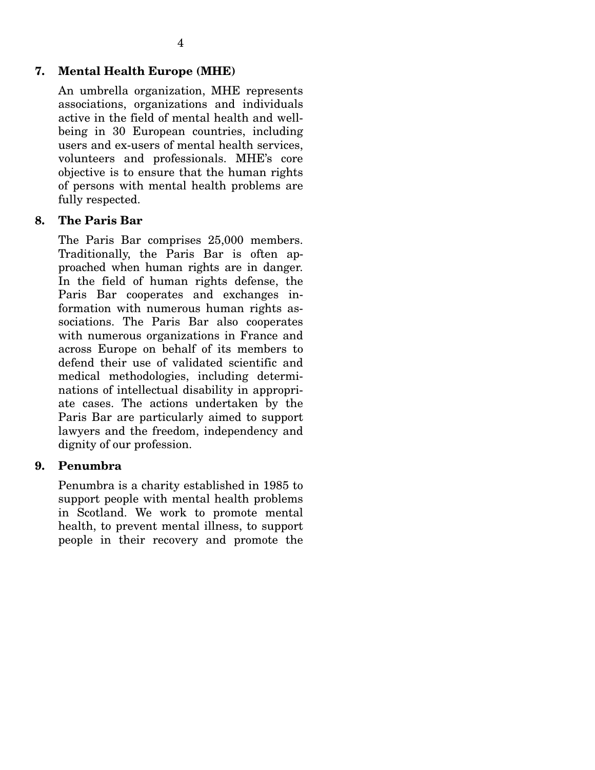**7. Mental Health Europe (MHE)**

An umbrella organization, MHE represents associations, organizations and individuals active in the field of mental health and well-being in 30 European countries, including users and ex-users of mental health services, volunteers and professionals. MHE's core objective is to ensure that the human rights of persons with mental health problems are fully respected.

**8. The Paris Bar**

The Paris Bar comprises 25,000 members. Traditionally, the Paris Bar is often approached when human rights are in danger. In the field of human rights defense, the Paris Bar cooperates and exchanges information with numerous human rights associations. The Paris Bar also cooperates with numerous organizations in France and across Europe on behalf of its members to defend their use of validated scientific and medical methodologies, including determinations of intellectual disability in appropriate cases. The actions undertaken by the Paris Bar are particularly aimed to support lawyers and the freedom, independency and dignity of our profession.

**9. Penumbra**

Penumbra is a charity established in 1985 to support people with mental health problems in Scotland. We work to promote mental health, to prevent mental illness, to support people in their recovery and promote the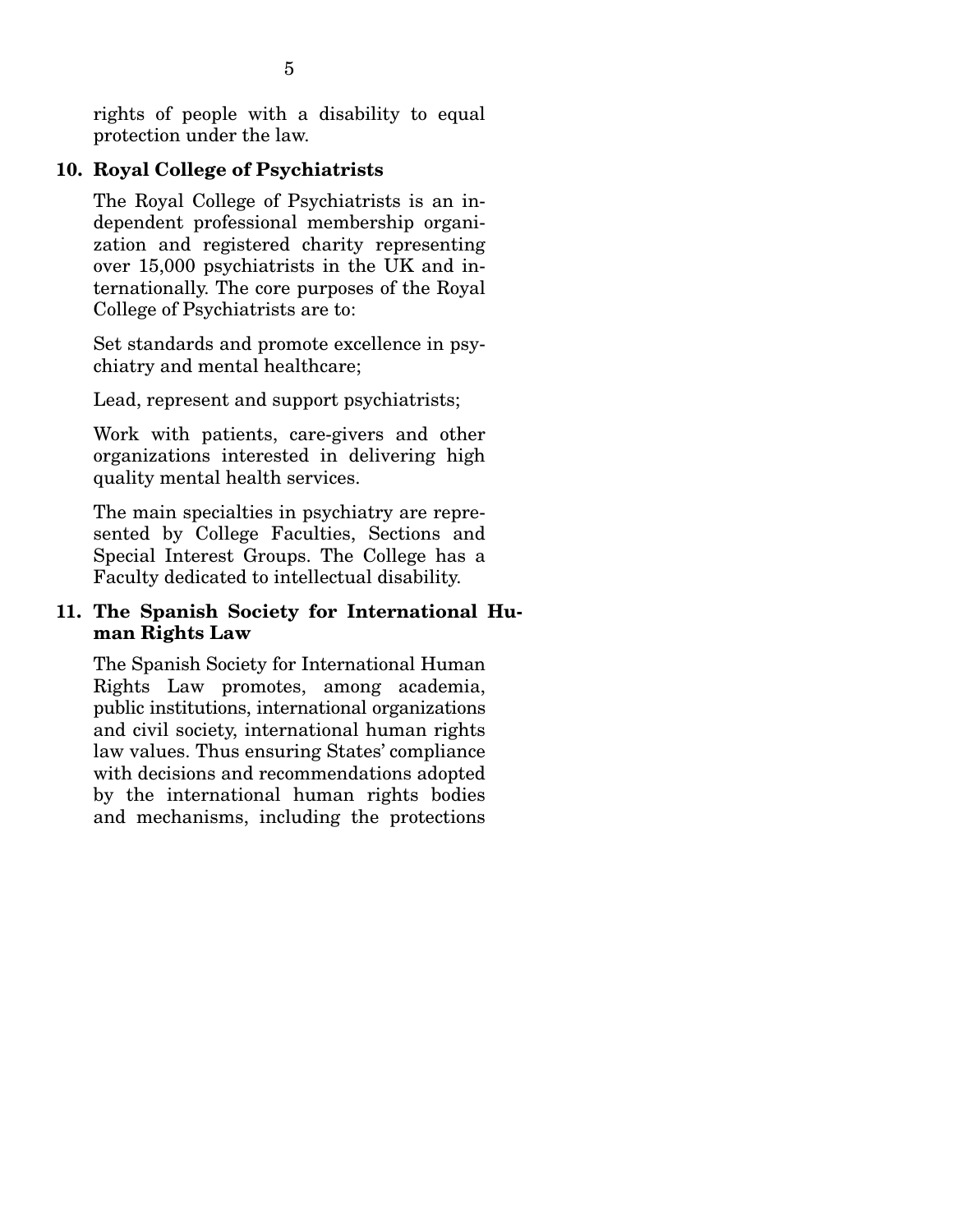rights of people with a disability to equal protection under the law.

**10. Royal College of Psychiatrists**

The Royal College of Psychiatrists is an independent professional membership organization and registered charity representing over 15,000 psychiatrists in the UK and internationally. The core purposes of the Royal College of Psychiatrists are to:

Set standards and promote excellence in psychiatry and mental healthcare;

Lead, represent and support psychiatrists;

Work with patients, care-givers and other organizations interested in delivering high quality mental health services.

The main specialties in psychiatry are represented by College Faculties, Sections and Special Interest Groups. The College has a Faculty dedicated to intellectual disability.

**11. The Spanish Society for International Human Rights Law**

The Spanish Society for International Human Rights Law promotes, among academia, public institutions, international organizations and civil society, international human rights law values. Thus ensuring States' compliance with decisions and recommendations adopted by the international human rights bodies and mechanisms, including the protections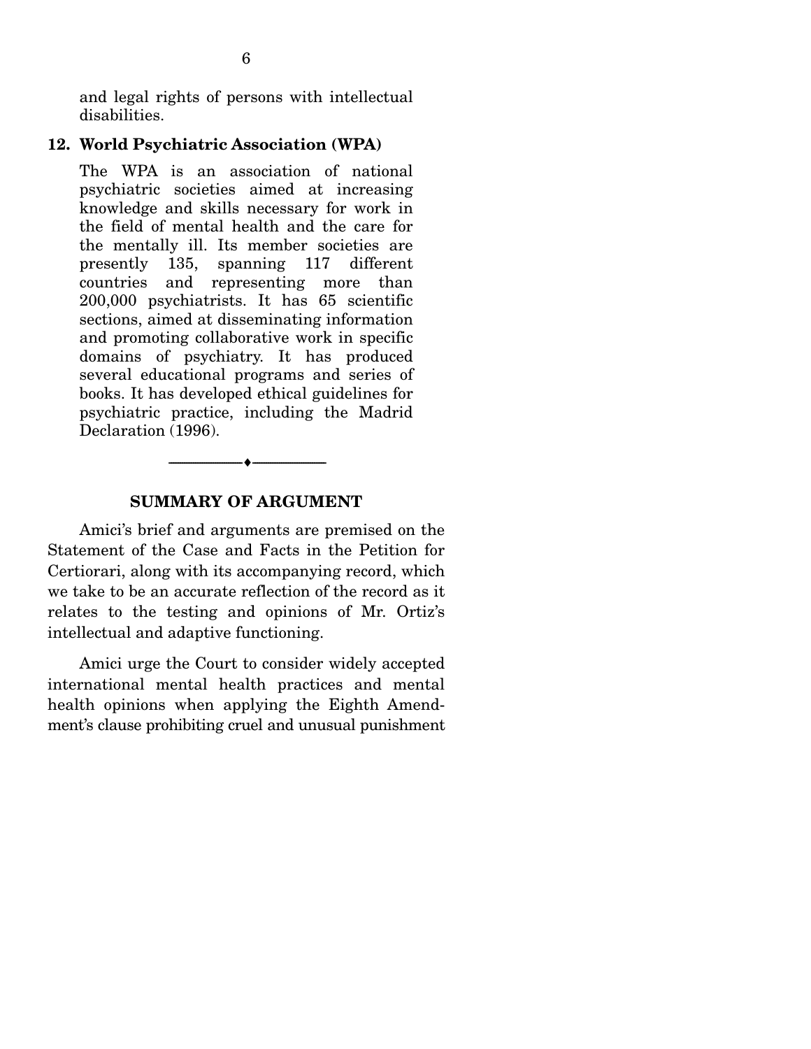and legal rights of persons with intellectual disabilities.

**12. World Psychiatric Association (WPA)**

The WPA is an association of national psychiatric societies aimed at increasing knowledge and skills necessary for work in the field of mental health and the care for the mentally ill. Its member societies are presently 135, spanning 117 different countries and representing more than 200,000 psychiatrists. It has 65 scientific sections, aimed at disseminating information and promoting collaborative work in specific domains of psychiatry. It has produced several educational programs and series of books. It has developed ethical guidelines for psychiatric practice, including the Madrid Declaration (1996).

---

## SUMMARY OF ARGUMENT

Amici's brief and arguments are premised on the Statement of the Case and Facts in the Petition for Certiorari, along with its accompanying record, which we take to be an accurate reflection of the record as it relates to the testing and opinions of Mr. Ortiz's intellectual and adaptive functioning.

Amici urge the Court to consider widely accepted international mental health practices and mental health opinions when applying the Eighth Amendment's clause prohibiting cruel and unusual punishment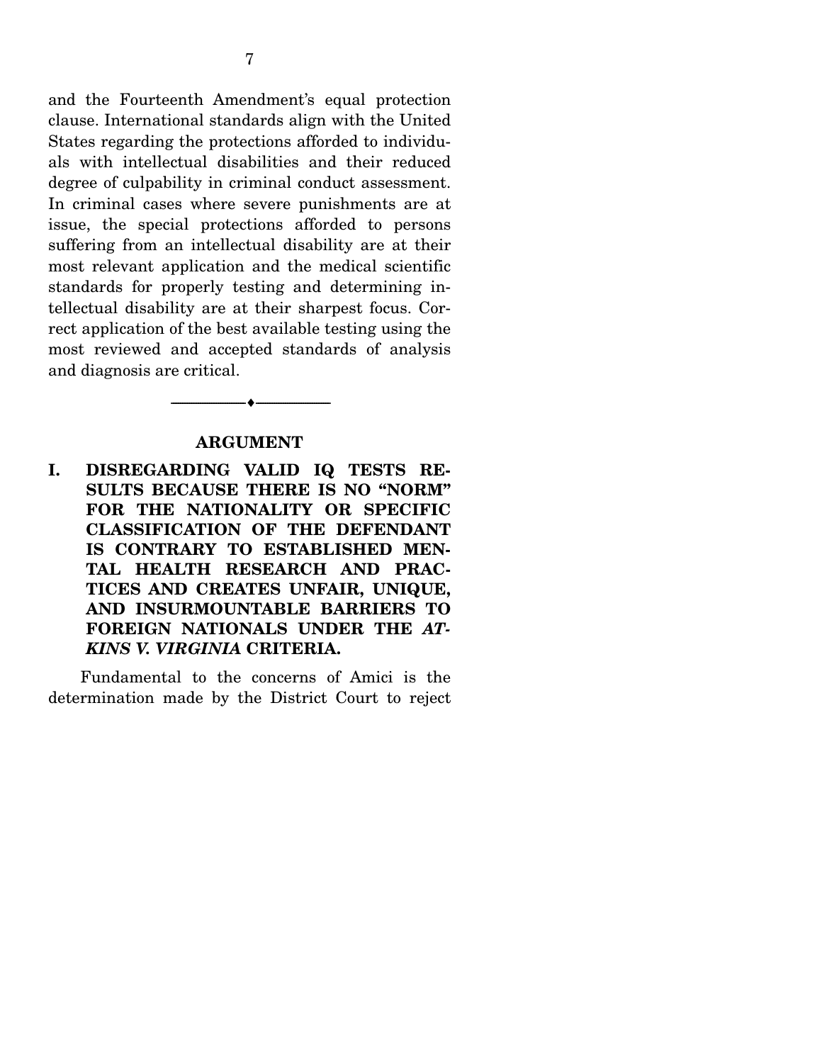and the Fourteenth Amendment's equal protection clause. International standards align with the United States regarding the protections afforded to individuals with intellectual disabilities and their reduced degree of culpability in criminal conduct assessment. In criminal cases where severe punishments are at issue, the special protections afforded to persons suffering from an intellectual disability are at their most relevant application and the medical scientific standards for properly testing and determining intellectual disability are at their sharpest focus. Correct application of the best available testing using the most reviewed and accepted standards of analysis and diagnosis are critical.

---

## ARGUMENT

### I. DISREGARDING VALID IQ TESTS RESULTS BECAUSE THERE IS NO "NORM" FOR THE NATIONALITY OR SPECIFIC CLASSIFICATION OF THE DEFENDANT IS CONTRARY TO ESTABLISHED MENTAL HEALTH RESEARCH AND PRACTICES AND CREATES UNFAIR, UNIQUE, AND INSURMOUNTABLE BARRIERS TO FOREIGN NATIONALS UNDER THE *ATKINS V. VIRGINIA* CRITERIA.

Fundamental to the concerns of Amici is the determination made by the District Court to reject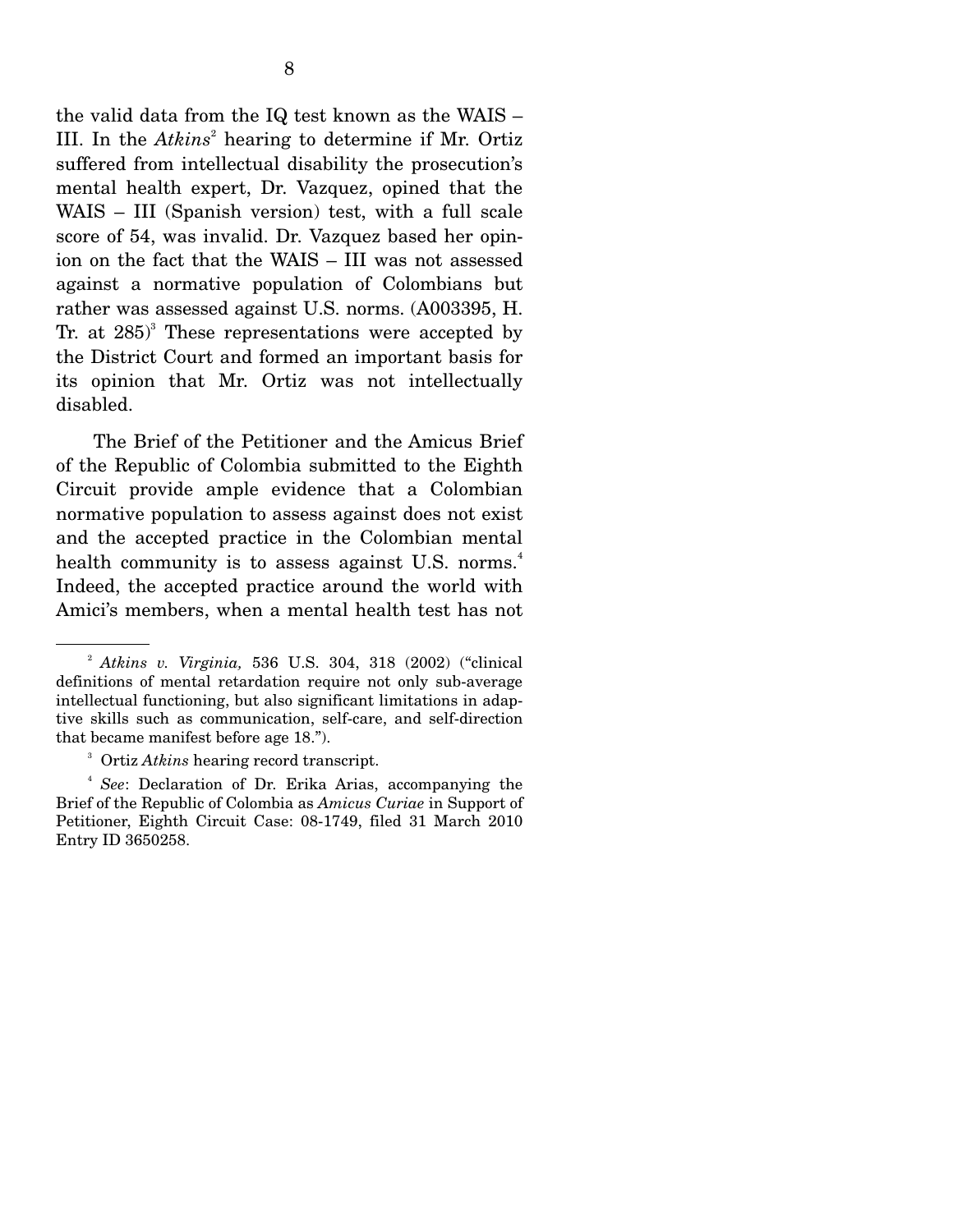the valid data from the IQ test known as the WAIS – III. In the *Atkins*[2] hearing to determine if Mr. Ortiz suffered from intellectual disability the prosecution's mental health expert, Dr. Vazquez, opined that the WAIS – III (Spanish version) test, with a full scale score of 54, was invalid. Dr. Vazquez based her opinion on the fact that the WAIS – III was not assessed against a normative population of Colombians but rather was assessed against U.S. norms. (A003395, H. Tr. at 285)[3] These representations were accepted by the District Court and formed an important basis for its opinion that Mr. Ortiz was not intellectually disabled.

The Brief of the Petitioner and the Amicus Brief of the Republic of Colombia submitted to the Eighth Circuit provide ample evidence that a Colombian normative population to assess against does not exist and the accepted practice in the Colombian mental health community is to assess against U.S. norms.[4] Indeed, the accepted practice around the world with Amici's members, when a mental health test has not

---

[2] *Atkins v. Virginia,* 536 U.S. 304, 318 (2002) ("clinical definitions of mental retardation require not only sub-average intellectual functioning, but also significant limitations in adaptive skills such as communication, self-care, and self-direction that became manifest before age 18.").

[3] Ortiz *Atkins* hearing record transcript.

[4] *See*: Declaration of Dr. Erika Arias, accompanying the Brief of the Republic of Colombia as *Amicus Curiae* in Support of Petitioner, Eighth Circuit Case: 08-1749, filed 31 March 2010 Entry ID 3650258.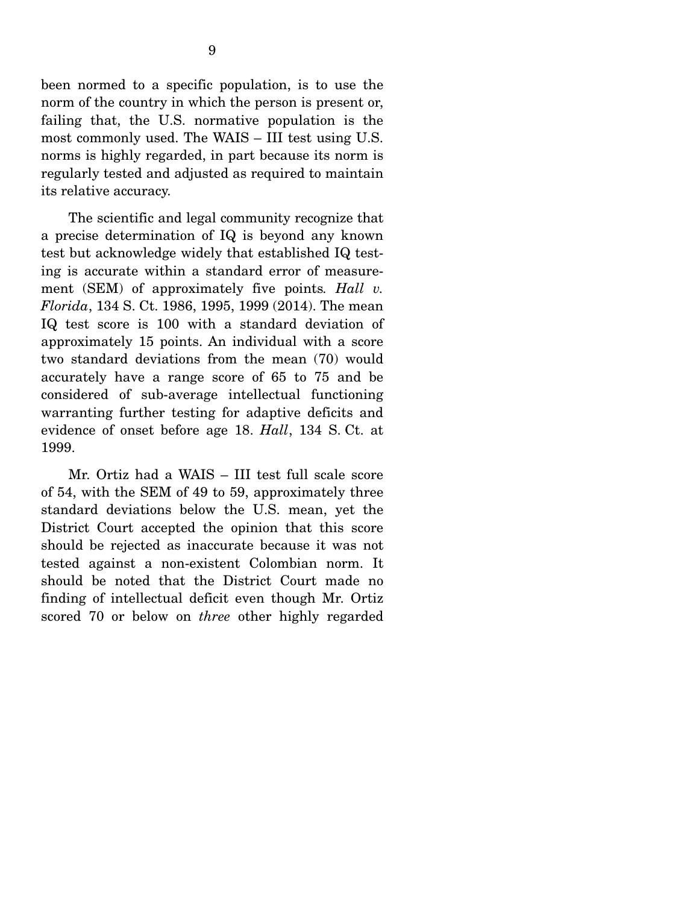been normed to a specific population, is to use the norm of the country in which the person is present or, failing that, the U.S. normative population is the most commonly used. The WAIS – III test using U.S. norms is highly regarded, in part because its norm is regularly tested and adjusted as required to maintain its relative accuracy.

The scientific and legal community recognize that a precise determination of IQ is beyond any known test but acknowledge widely that established IQ testing is accurate within a standard error of measurement (SEM) of approximately five points. *Hall v. Florida*, 134 S. Ct. 1986, 1995, 1999 (2014). The mean IQ test score is 100 with a standard deviation of approximately 15 points. An individual with a score two standard deviations from the mean (70) would accurately have a range score of 65 to 75 and be considered of sub-average intellectual functioning warranting further testing for adaptive deficits and evidence of onset before age 18. *Hall*, 134 S. Ct. at 1999.

Mr. Ortiz had a WAIS – III test full scale score of 54, with the SEM of 49 to 59, approximately three standard deviations below the U.S. mean, yet the District Court accepted the opinion that this score should be rejected as inaccurate because it was not tested against a non-existent Colombian norm. It should be noted that the District Court made no finding of intellectual deficit even though Mr. Ortiz scored 70 or below on *three* other highly regarded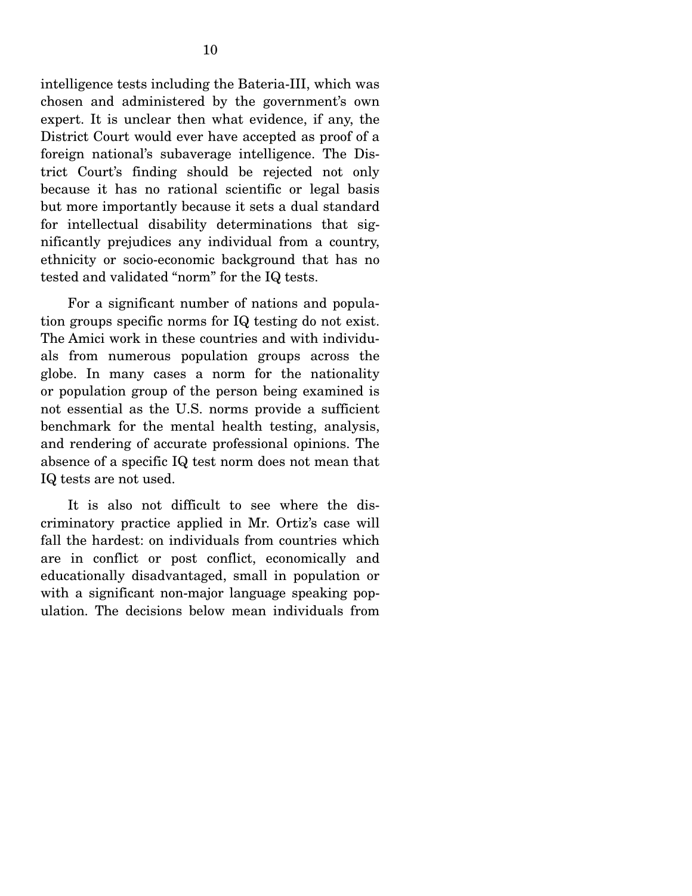intelligence tests including the Bateria-III, which was chosen and administered by the government's own expert. It is unclear then what evidence, if any, the District Court would ever have accepted as proof of a foreign national's subaverage intelligence. The District Court's finding should be rejected not only because it has no rational scientific or legal basis but more importantly because it sets a dual standard for intellectual disability determinations that significantly prejudices any individual from a country, ethnicity or socio-economic background that has no tested and validated "norm" for the IQ tests.

For a significant number of nations and population groups specific norms for IQ testing do not exist. The Amici work in these countries and with individuals from numerous population groups across the globe. In many cases a norm for the nationality or population group of the person being examined is not essential as the U.S. norms provide a sufficient benchmark for the mental health testing, analysis, and rendering of accurate professional opinions. The absence of a specific IQ test norm does not mean that IQ tests are not used.

It is also not difficult to see where the discriminatory practice applied in Mr. Ortiz's case will fall the hardest: on individuals from countries which are in conflict or post conflict, economically and educationally disadvantaged, small in population or with a significant non-major language speaking population. The decisions below mean individuals from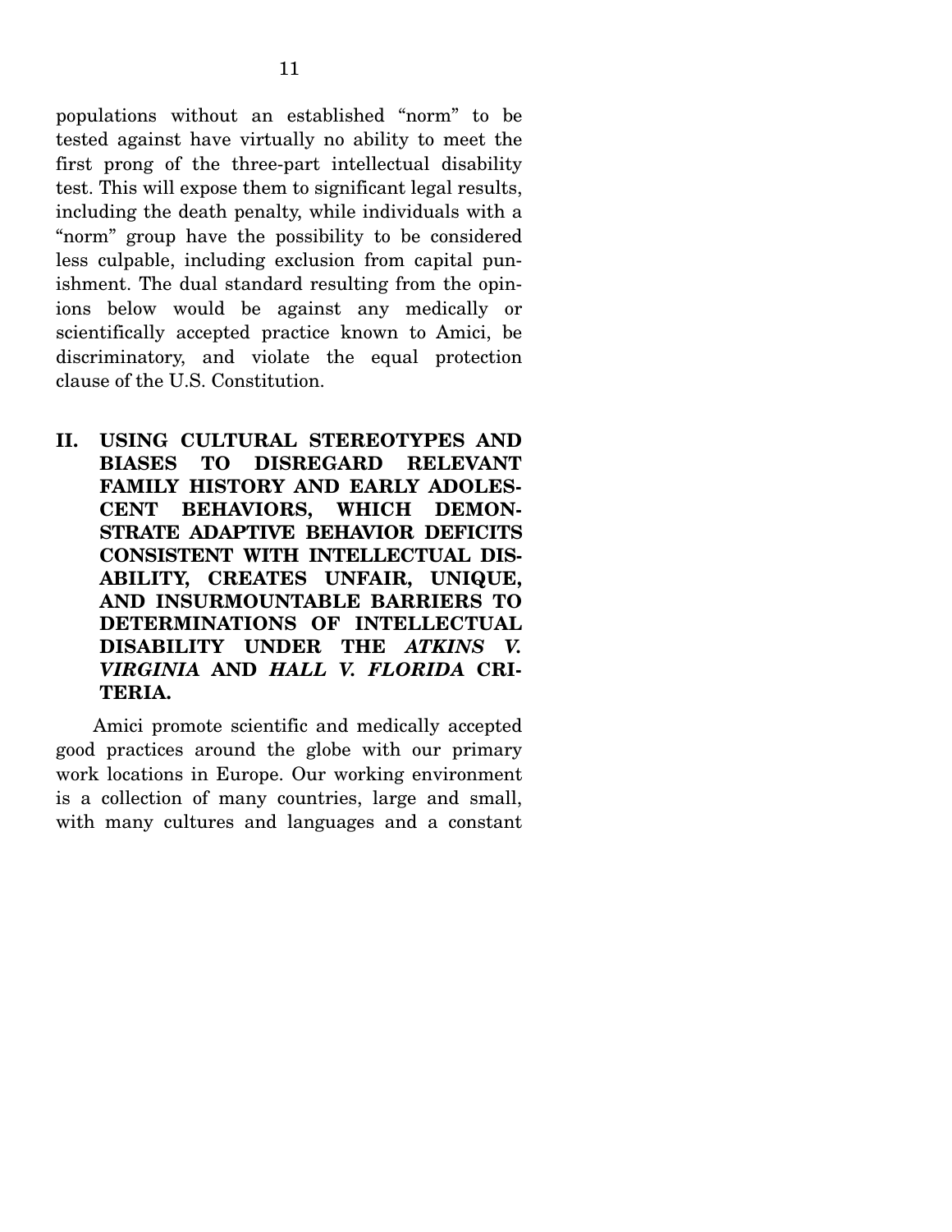populations without an established "norm" to be tested against have virtually no ability to meet the first prong of the three-part intellectual disability test. This will expose them to significant legal results, including the death penalty, while individuals with a "norm" group have the possibility to be considered less culpable, including exclusion from capital punishment. The dual standard resulting from the opinions below would be against any medically or scientifically accepted practice known to Amici, be discriminatory, and violate the equal protection clause of the U.S. Constitution.

## II. USING CULTURAL STEREOTYPES AND BIASES TO DISREGARD RELEVANT FAMILY HISTORY AND EARLY ADOLESCENT BEHAVIORS, WHICH DEMONSTRATE ADAPTIVE BEHAVIOR DEFICITS CONSISTENT WITH INTELLECTUAL DISABILITY, CREATES UNFAIR, UNIQUE, AND INSURMOUNTABLE BARRIERS TO DETERMINATIONS OF INTELLECTUAL DISABILITY UNDER THE *ATKINS V. VIRGINIA* AND *HALL V. FLORIDA* CRITERIA.

Amici promote scientific and medically accepted good practices around the globe with our primary work locations in Europe. Our working environment is a collection of many countries, large and small, with many cultures and languages and a constant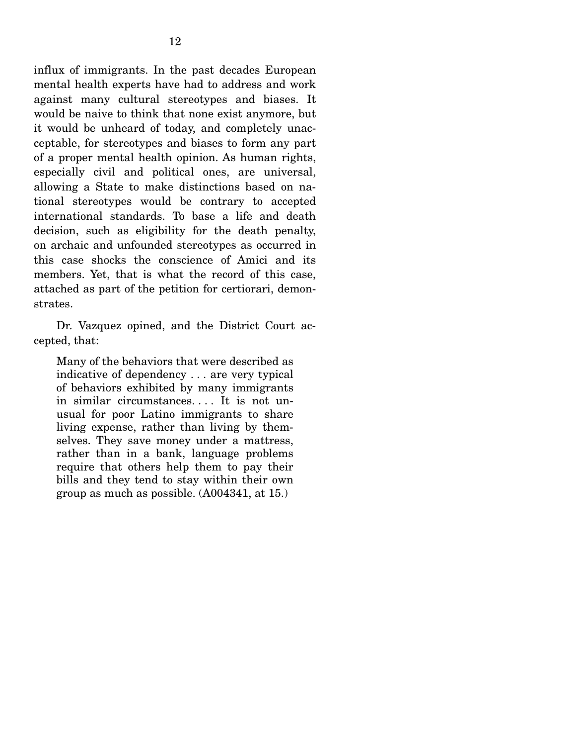influx of immigrants. In the past decades European mental health experts have had to address and work against many cultural stereotypes and biases. It would be naive to think that none exist anymore, but it would be unheard of today, and completely unacceptable, for stereotypes and biases to form any part of a proper mental health opinion. As human rights, especially civil and political ones, are universal, allowing a State to make distinctions based on national stereotypes would be contrary to accepted international standards. To base a life and death decision, such as eligibility for the death penalty, on archaic and unfounded stereotypes as occurred in this case shocks the conscience of Amici and its members. Yet, that is what the record of this case, attached as part of the petition for certiorari, demonstrates.

Dr. Vazquez opined, and the District Court accepted, that:

> Many of the behaviors that were described as indicative of dependency . . . are very typical of behaviors exhibited by many immigrants in similar circumstances. . . . It is not unusual for poor Latino immigrants to share living expense, rather than living by themselves. They save money under a mattress, rather than in a bank, language problems require that others help them to pay their bills and they tend to stay within their own group as much as possible. (A004341, at 15.)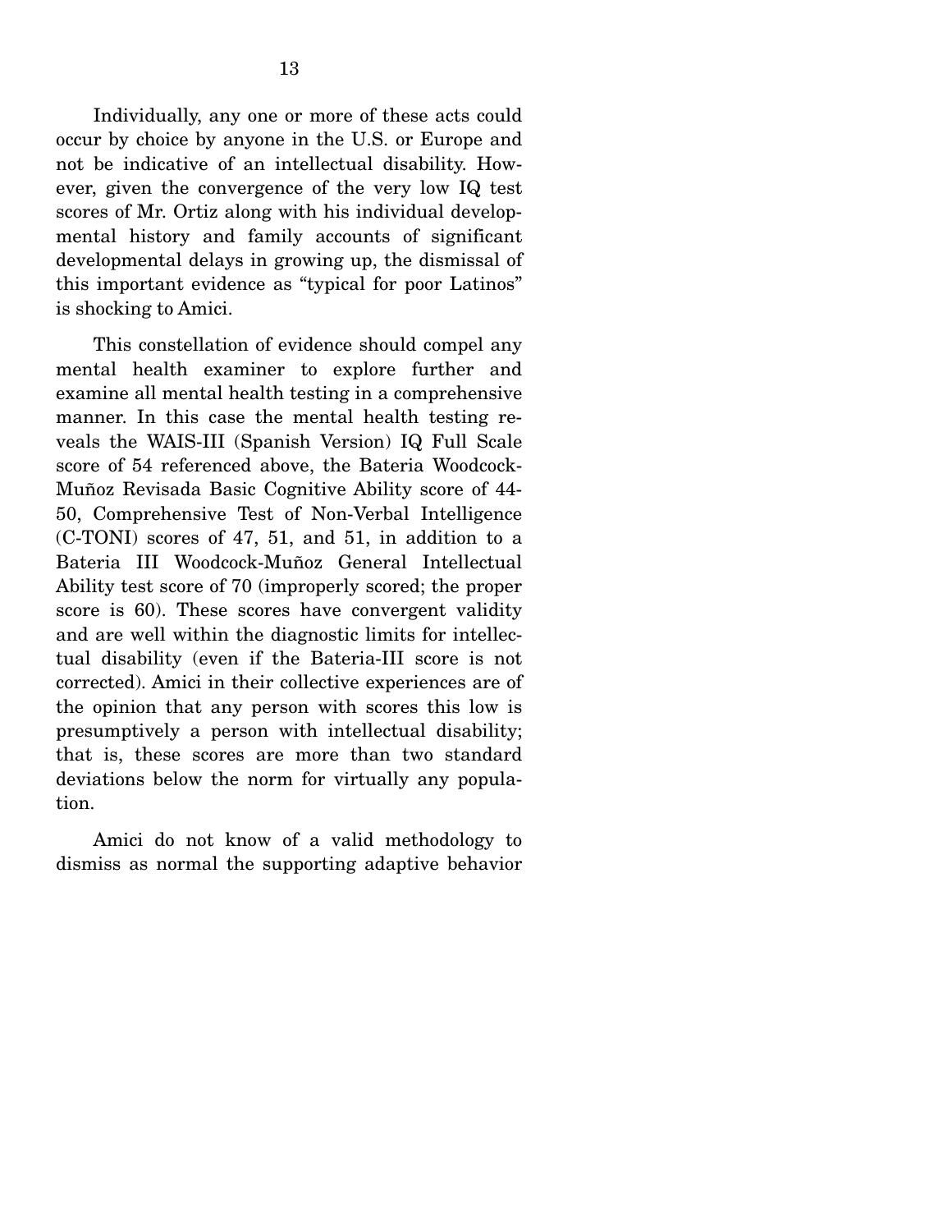Individually, any one or more of these acts could occur by choice by anyone in the U.S. or Europe and not be indicative of an intellectual disability. However, given the convergence of the very low IQ test scores of Mr. Ortiz along with his individual developmental history and family accounts of significant developmental delays in growing up, the dismissal of this important evidence as "typical for poor Latinos" is shocking to Amici.

This constellation of evidence should compel any mental health examiner to explore further and examine all mental health testing in a comprehensive manner. In this case the mental health testing reveals the WAIS-III (Spanish Version) IQ Full Scale score of 54 referenced above, the Bateria Woodcock-Muñoz Revisada Basic Cognitive Ability score of 44-50, Comprehensive Test of Non-Verbal Intelligence (C-TONI) scores of 47, 51, and 51, in addition to a Bateria III Woodcock-Muñoz General Intellectual Ability test score of 70 (improperly scored; the proper score is 60). These scores have convergent validity and are well within the diagnostic limits for intellectual disability (even if the Bateria-III score is not corrected). Amici in their collective experiences are of the opinion that any person with scores this low is presumptively a person with intellectual disability; that is, these scores are more than two standard deviations below the norm for virtually any population.

Amici do not know of a valid methodology to dismiss as normal the supporting adaptive behavior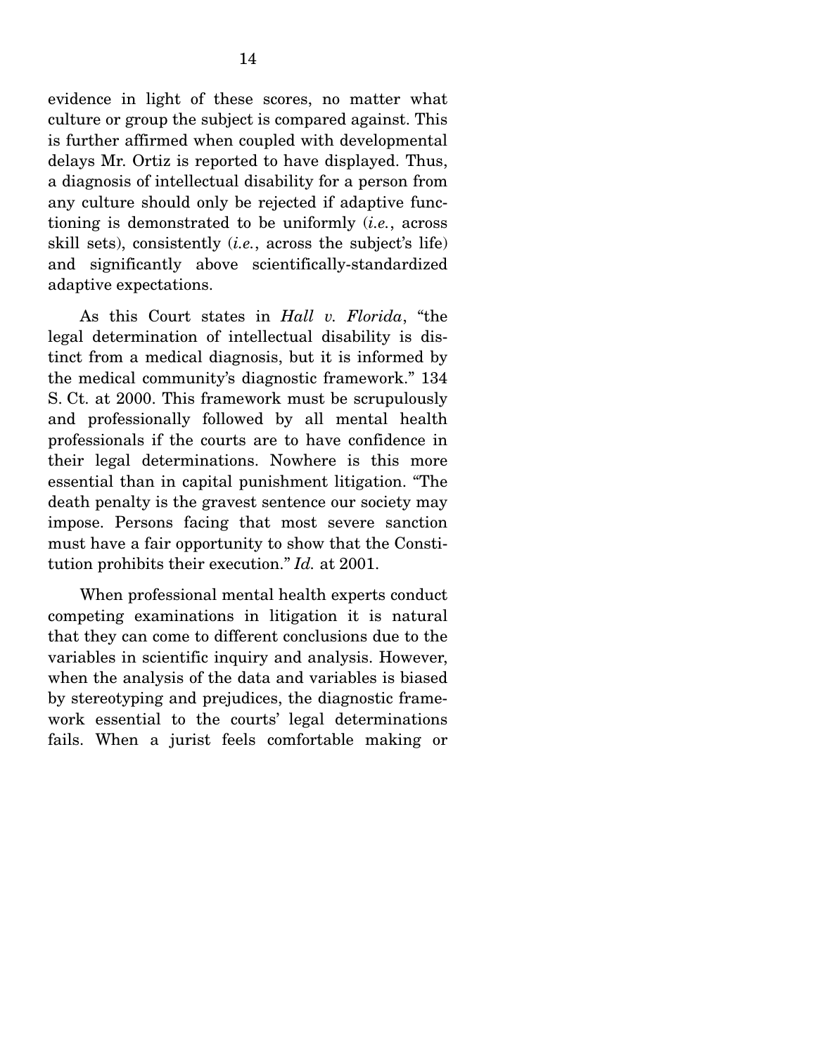evidence in light of these scores, no matter what culture or group the subject is compared against. This is further affirmed when coupled with developmental delays Mr. Ortiz is reported to have displayed. Thus, a diagnosis of intellectual disability for a person from any culture should only be rejected if adaptive functioning is demonstrated to be uniformly (*i.e.*, across skill sets), consistently (*i.e.*, across the subject's life) and significantly above scientifically-standardized adaptive expectations.

As this Court states in *Hall v. Florida*, "the legal determination of intellectual disability is distinct from a medical diagnosis, but it is informed by the medical community's diagnostic framework." 134 S. Ct. at 2000. This framework must be scrupulously and professionally followed by all mental health professionals if the courts are to have confidence in their legal determinations. Nowhere is this more essential than in capital punishment litigation. "The death penalty is the gravest sentence our society may impose. Persons facing that most severe sanction must have a fair opportunity to show that the Constitution prohibits their execution." *Id.* at 2001.

When professional mental health experts conduct competing examinations in litigation it is natural that they can come to different conclusions due to the variables in scientific inquiry and analysis. However, when the analysis of the data and variables is biased by stereotyping and prejudices, the diagnostic framework essential to the courts' legal determinations fails. When a jurist feels comfortable making or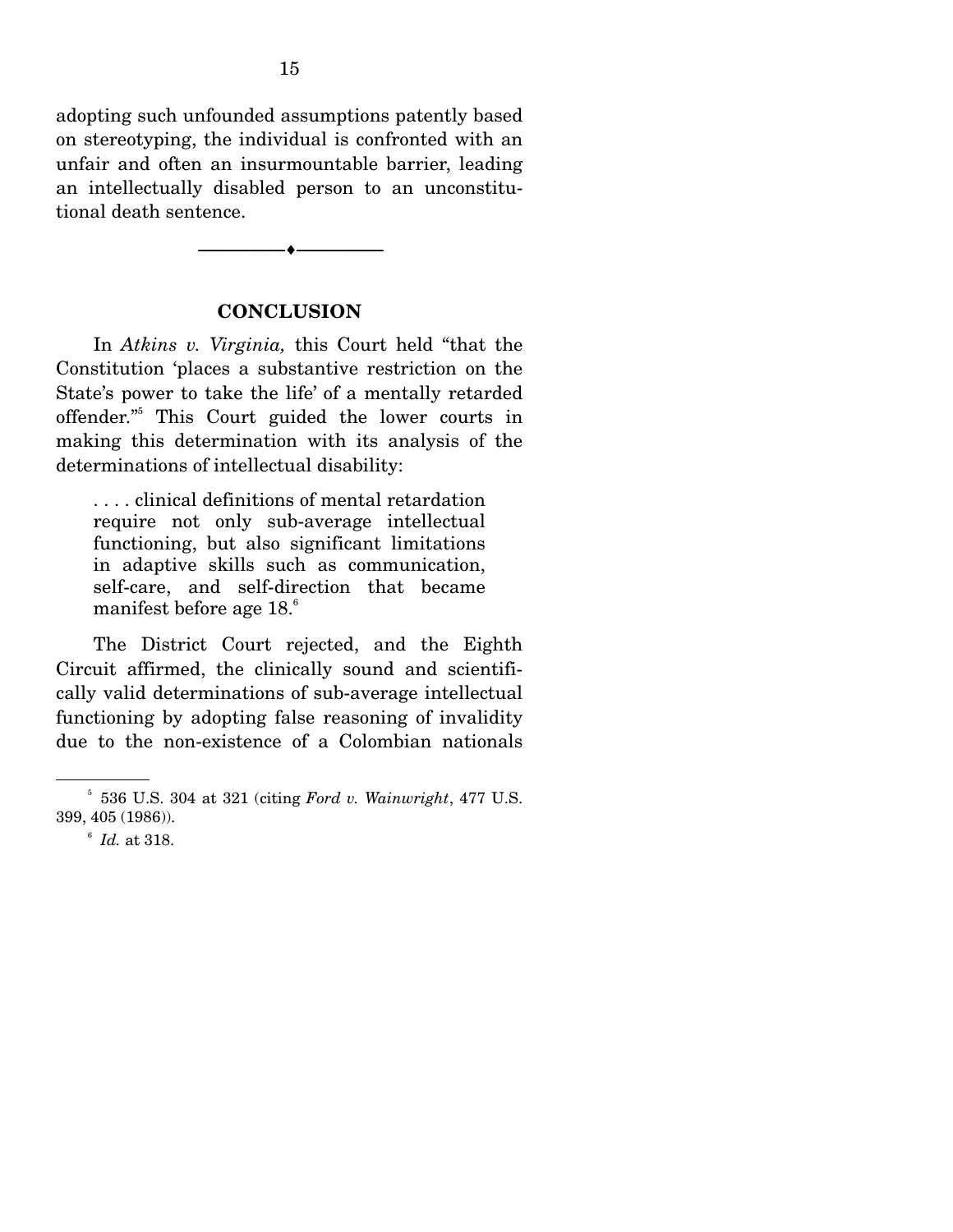adopting such unfounded assumptions patently based on stereotyping, the individual is confronted with an unfair and often an insurmountable barrier, leading an intellectually disabled person to an unconstitutional death sentence.

---

## CONCLUSION

In *Atkins v. Virginia,* this Court held "that the Constitution 'places a substantive restriction on the State's power to take the life' of a mentally retarded offender."[5] This Court guided the lower courts in making this determination with its analysis of the determinations of intellectual disability:

> . . . . clinical definitions of mental retardation require not only sub-average intellectual functioning, but also significant limitations in adaptive skills such as communication, self-care, and self-direction that became manifest before age 18.[6]

The District Court rejected, and the Eighth Circuit affirmed, the clinically sound and scientifically valid determinations of sub-average intellectual functioning by adopting false reasoning of invalidity due to the non-existence of a Colombian nationals

---

[5] 536 U.S. 304 at 321 (citing *Ford v. Wainwright*, 477 U.S. 399, 405 (1986)).

[6] *Id.* at 318.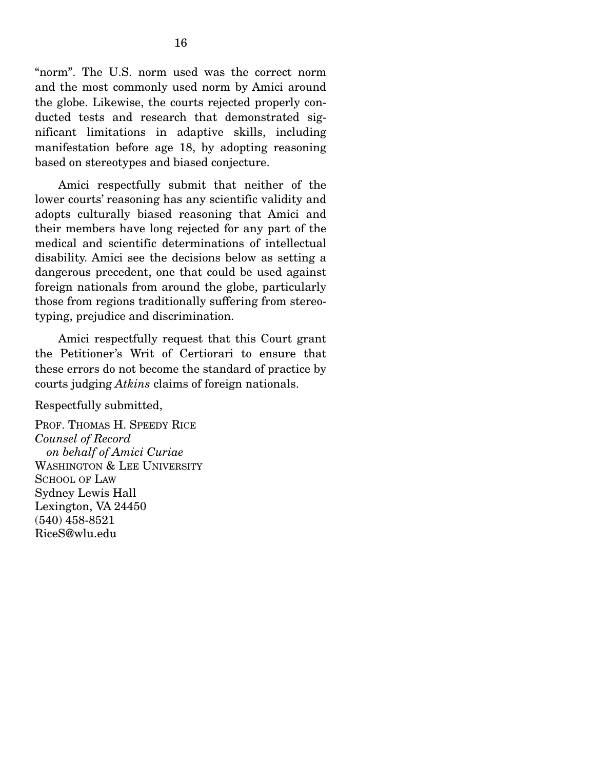"norm". The U.S. norm used was the correct norm and the most commonly used norm by Amici around the globe. Likewise, the courts rejected properly conducted tests and research that demonstrated significant limitations in adaptive skills, including manifestation before age 18, by adopting reasoning based on stereotypes and biased conjecture.

Amici respectfully submit that neither of the lower courts' reasoning has any scientific validity and adopts culturally biased reasoning that Amici and their members have long rejected for any part of the medical and scientific determinations of intellectual disability. Amici see the decisions below as setting a dangerous precedent, one that could be used against foreign nationals from around the globe, particularly those from regions traditionally suffering from stereotyping, prejudice and discrimination.

Amici respectfully request that this Court grant the Petitioner's Writ of Certiorari to ensure that these errors do not become the standard of practice by courts judging *Atkins* claims of foreign nationals.

Respectfully submitted,

PROF. THOMAS H. SPEEDY RICE
*Counsel of Record*
*on behalf of Amici Curiae*
WASHINGTON & LEE UNIVERSITY
SCHOOL OF LAW
Sydney Lewis Hall
Lexington, VA 24450
(540) 458-8521
RiceS@wlu.edu